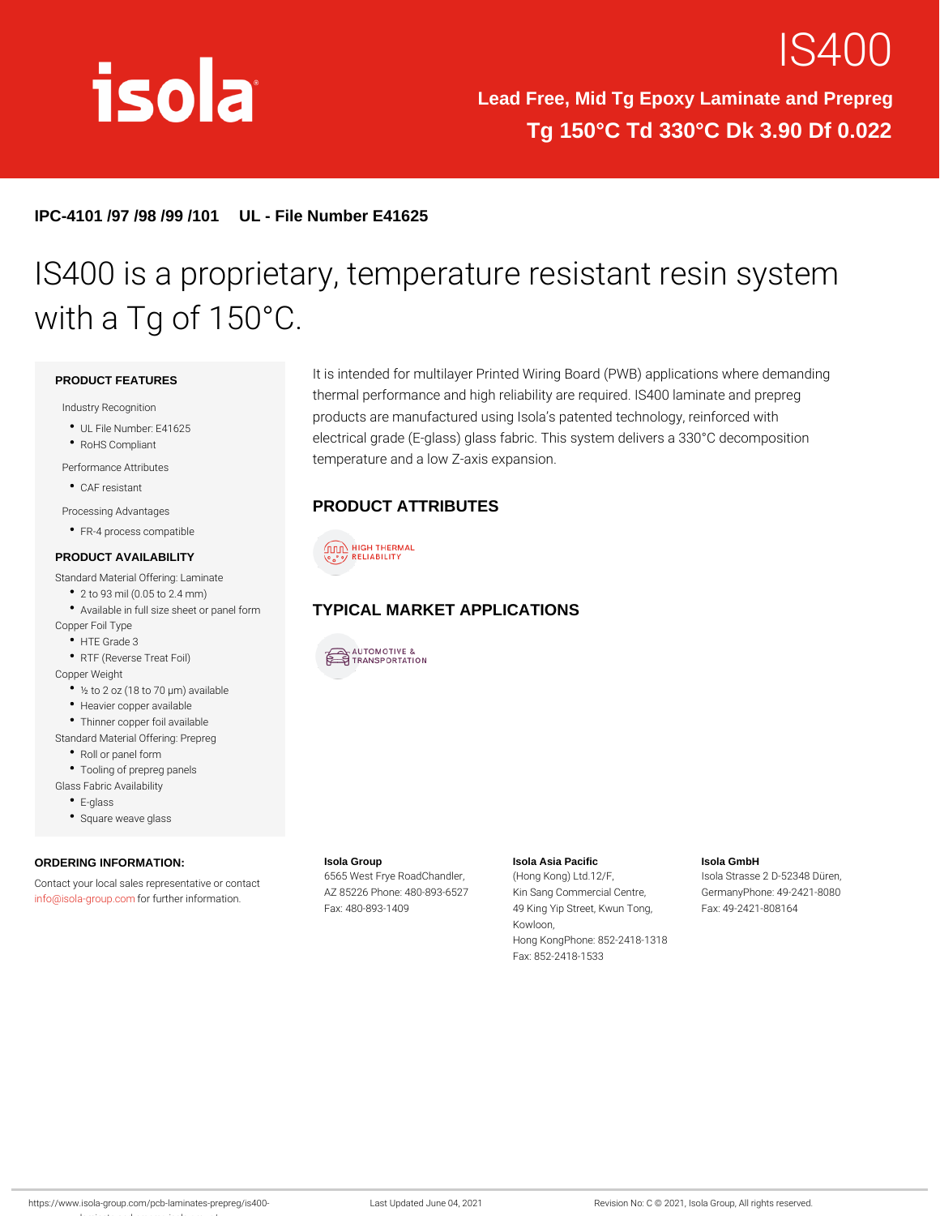# IS400

**Lead Free, Mid Tg Epoxy Laminate and Prepreg**

**Tg 150°C Td 330°C Dk 3.90 Df 0.022**

**IPC-4101 /97 /98 /99 /101 UL - File Number E41625**

## IS400 is a proprietary, temperature resistant resin system with a Tg of 150°C.

It is intended for multilayer Printed Wiring Board (PWB) applications where demanding thermal performance and high reliability are required. IS400 laminate and prepreg products are manufactured using Isola's patented technology, reinforced with electrical grade (E-glass) glass fabric. This system delivers a 330°C decomposition temperature and a low Z-axis expansion.

### PRODUCT FEATURES

Industry Recognition

- UL File Number: E41625
- RoHS Compliant

Performance Attributes

- CAF resistant

Processing Advantages

- FR-4 process compatible

### PRODUCT AVAILABILITY

Standard Material Offering: Laminate

- 2 to 93 mil (0.05 to 2.4 mm)
- Available in full size sheet or panel form

Copper Foil Type

- HTE Grade 3
- RTF (Reverse Treat Foil)

Copper Weight

- ½ to 2 oz (18 to 70 µm) available
- Heavier copper available
- Thinner copper foil available

Standard Material Offering: Prepreg

- Roll or panel form
- Tooling of prepreg panels

Glass Fabric Availability

- E-glass
- Square weave glass

### PRODUCT ATTRIBUTES

HIGH THERMAL RELIABILITY

### TYPICAL MARKET APPLICATIONS

AUTOMOTIVE & TRANSPORTATION

### ORDERING INFORMATION:

Contact your local sales representative or contact info@isola-group.com for further information.

**Isola Group**
6565 West Frye RoadChandler,
AZ 85226 Phone: 480-893-6527
Fax: 480-893-1409

**Isola Asia Pacific**
(Hong Kong) Ltd.12/F,
Kin Sang Commercial Centre,
49 King Yip Street, Kwun Tong,
Kowloon,
Hong KongPhone: 852-2418-1318
Fax: 852-2418-1533

**Isola GmbH**
Isola Strasse 2 D-52348 Düren,
GermanyPhone: 49-2421-8080
Fax: 49-2421-808164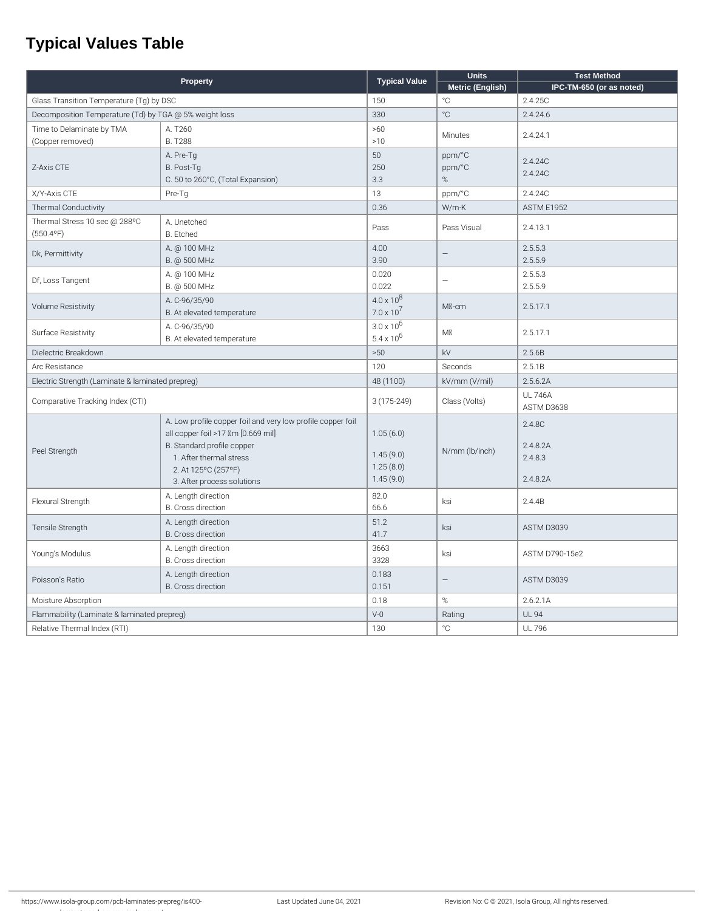# Typical Values Table

| Property | | Typical Value | Units Metric (English) | Test Method IPC-TM-650 (or as noted) |
|---|---|---|---|---|
| Glass Transition Temperature (Tg) by DSC | | 150 | °C | 2.4.25C |
| Decomposition Temperature (Td) by TGA @ 5% weight loss | | 330 | °C | 2.4.24.6 |
| Time to Delaminate by TMA (Copper removed) | A. T260<br>B. T288 | >60<br>>10 | Minutes | 2.4.24.1 |
| Z-Axis CTE | A. Pre-Tg<br>B. Post-Tg<br>C. 50 to 260°C, (Total Expansion) | 50<br>250<br>3.3 | ppm/°C<br>ppm/°C<br>% | 2.4.24C<br>2.4.24C |
| X/Y-Axis CTE | Pre-Tg | 13 | ppm/°C | 2.4.24C |
| Thermal Conductivity | | 0.36 | W/m·K | ASTM E1952 |
| Thermal Stress 10 sec @ 288°C (550.4°F) | A. Unetched<br>B. Etched | Pass | Pass Visual | 2.4.13.1 |
| Dk, Permittivity | A. @ 100 MHz<br>B. @ 500 MHz | 4.00<br>3.90 | — | 2.5.5.3<br>2.5.5.9 |
| Df, Loss Tangent | A. @ 100 MHz<br>B. @ 500 MHz | 0.020<br>0.022 | — | 2.5.5.3<br>2.5.5.9 |
| Volume Resistivity | A. C-96/35/90<br>B. At elevated temperature | $4.0 \times 10^{8}$<br>$7.0 \times 10^{7}$ | MΩ-cm | 2.5.17.1 |
| Surface Resistivity | A. C-96/35/90<br>B. At elevated temperature | $3.0 \times 10^{6}$<br>$5.4 \times 10^{6}$ | MΩ | 2.5.17.1 |
| Dielectric Breakdown | | >50 | kV | 2.5.6B |
| Arc Resistance | | 120 | Seconds | 2.5.1B |
| Electric Strength (Laminate & laminated prepreg) | | 48 (1100) | kV/mm (V/mil) | 2.5.6.2A |
| Comparative Tracking Index (CTI) | | 3 (175-249) | Class (Volts) | UL 746A<br>ASTM D3638 |
| Peel Strength | A. Low profile copper foil and very low profile copper foil all copper foil >17 µm [0.669 mil]<br>B. Standard profile copper<br>1. After thermal stress<br>2. At 125°C (257°F)<br>3. After process solutions | 1.05 (6.0)<br><br>1.45 (9.0)<br>1.25 (8.0)<br>1.45 (9.0) | N/mm (lb/inch) | 2.4.8C<br><br>2.4.8.2A<br>2.4.8.3<br>2.4.8.2A |
| Flexural Strength | A. Length direction<br>B. Cross direction | 82.0<br>66.6 | ksi | 2.4.4B |
| Tensile Strength | A. Length direction<br>B. Cross direction | 51.2<br>41.7 | ksi | ASTM D3039 |
| Young's Modulus | A. Length direction<br>B. Cross direction | 3663<br>3328 | ksi | ASTM D790-15e2 |
| Poisson's Ratio | A. Length direction<br>B. Cross direction | 0.183<br>0.151 | — | ASTM D3039 |
| Moisture Absorption | | 0.18 | % | 2.6.2.1A |
| Flammability (Laminate & laminated prepreg) | | V-0 | Rating | UL 94 |
| Relative Thermal Index (RTI) | | 130 | °C | UL 796 |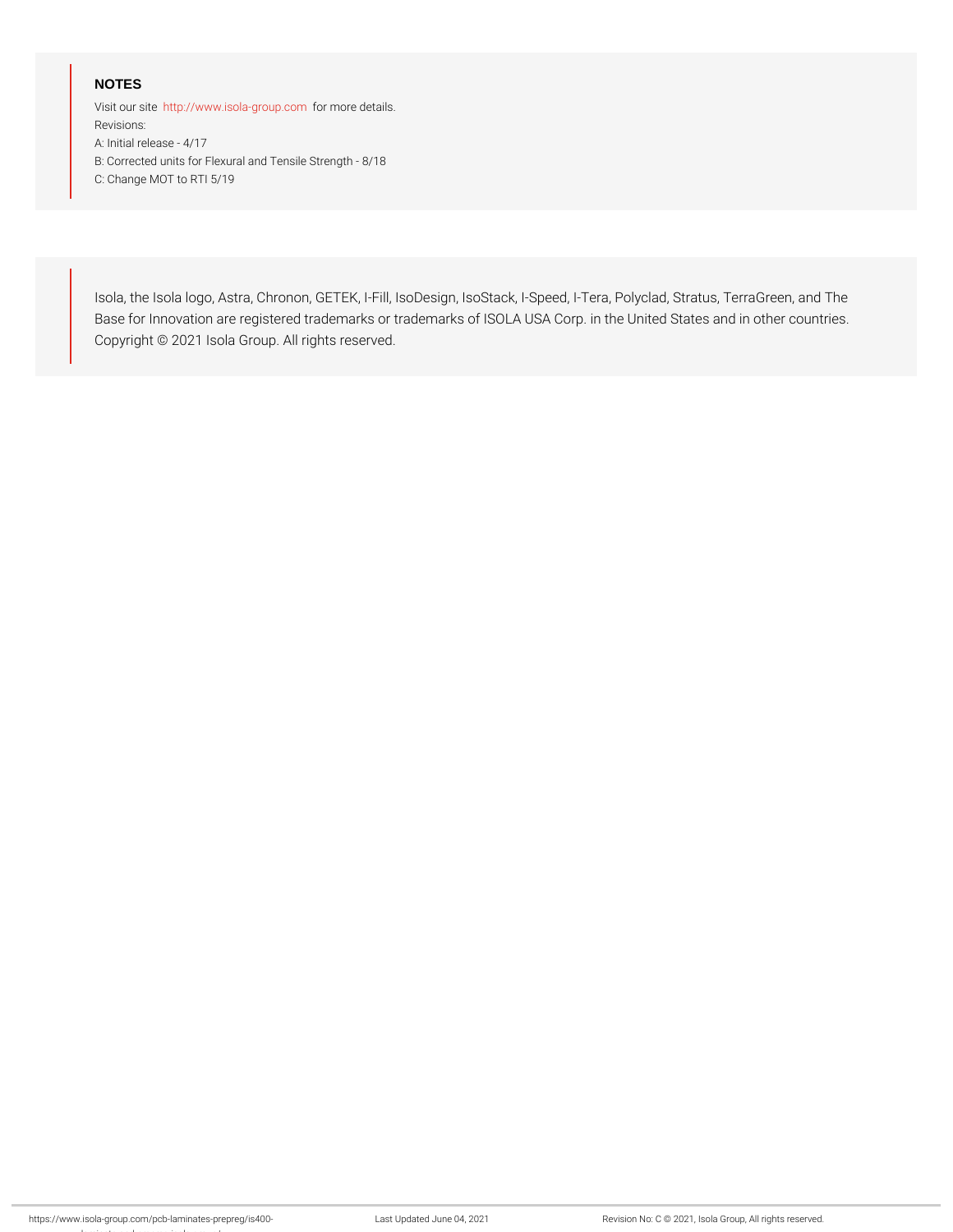## NOTES

Visit our site http://www.isola-group.com for more details.

Revisions:

A: Initial release - 4/17

B: Corrected units for Flexural and Tensile Strength - 8/18

C: Change MOT to RTI 5/19

Isola, the Isola logo, Astra, Chronon, GETEK, I-Fill, IsoDesign, IsoStack, I-Speed, I-Tera, Polyclad, Stratus, TerraGreen, and The Base for Innovation are registered trademarks or trademarks of ISOLA USA Corp. in the United States and in other countries. Copyright © 2021 Isola Group. All rights reserved.